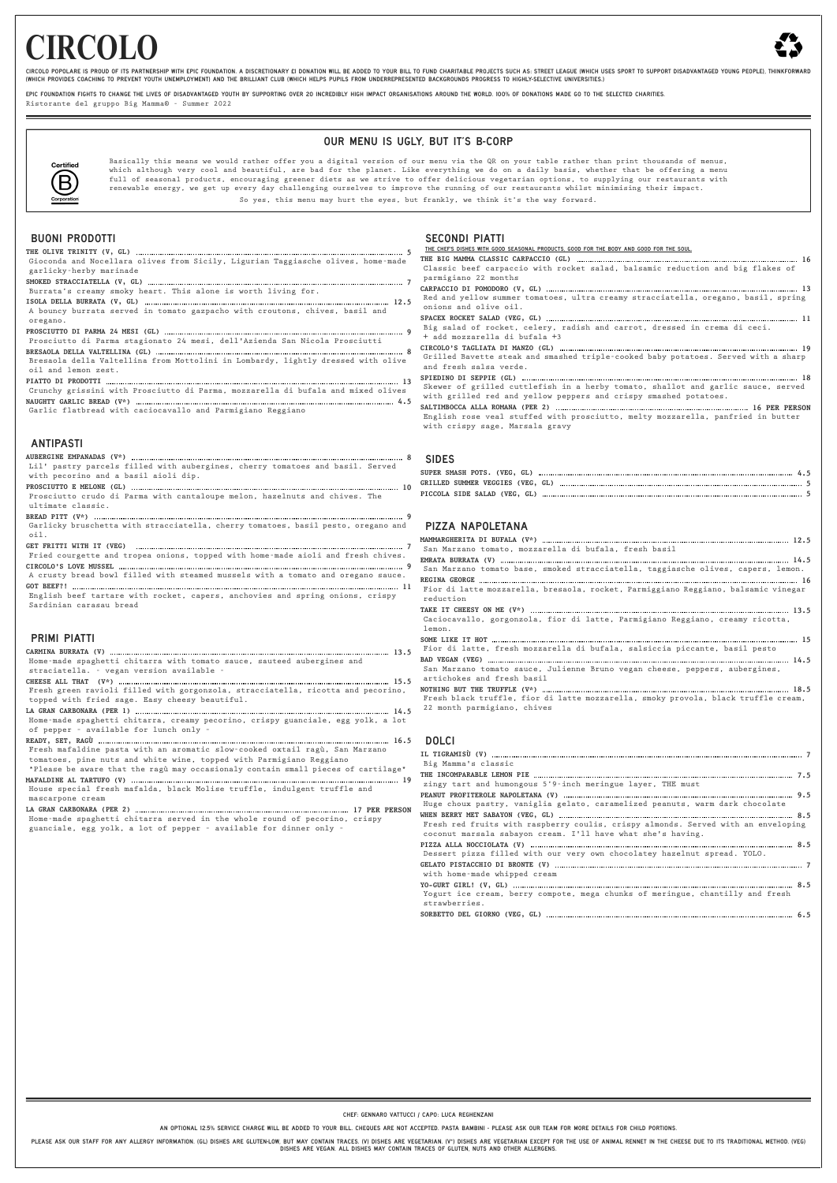# CIRCOLO

CIRCOLO POPOLARE IS PROUD OF ITS PARTNERSHIP WITH EPIC FOUNDATION. A DISCRETIONARY £1 DONATION WILL BE ADDED TO YOUR BILL TO FUND CHARITABLE PROJECTS SUCH AS: STREET LEAGUE (WHICH USES SPORT TO SUPPORT DISADVANTAGED YOUNG PEOPLE), THINKFORWARD (WHICH PROVIDES COACHING TO PREVENT YOUTH UNEMPLOYMENT) AND THE BRILLIANT CLUB (WHICH HELPS PUPILS FROM UNDERREPRESENTED BACKGROUNDS PROGRESS TO HIGHLY-SELECTIVE UNIVERSITIES.)

EPIC FOUNDATION FIGHTS TO CHANGE THE LIVES OF DISADVANTAGED YOUTH BY SUPPORTING OVER 20 INCREDIBLY HIGH IMPACT ORGANISATIONS AROUND THE WORLD. 100% OF DONATIONS MADE GO TO THE SELECTED CHARITIES.

Ristorante del gruppo Big Mamma© - Summer 2022

## OUR MENU IS UGLY, BUT IT'S B-CORP

Certified B Corporation

Basically this means we would rather offer you a digital version of our menu via the QR on your table rather than print thousands of menus, which although very cool and beautiful, are bad for the planet. Like everything we do on a daily basis, whether that be offering a menu full of seasonal products, encouraging greener diets as we strive to offer delicious vegetarian options, to supplying our restaurants with renewable energy, we get up every day challenging ourselves to improve the running of our restaurants whilst minimising their impact.

So yes, this menu may hurt the eyes, but frankly, we think it's the way forward.

## BUONI PRODOTTI

**THE OLIVE TRINITY (V, GL)** ..... 5
Gioconda and Nocellara olives from Sicily, Ligurian Taggiasche olives, home-made garlicky-herby marinade

**SMOKED STRACCIATELLA (V, GL)** ..... 7
Burrata's creamy smoky heart. This alone is worth living for.

**ISOLA DELLA BURRATA (V, GL)** ..... 12.5
A bouncy burrata served in tomato gazpacho with croutons, chives, basil and oregano.

**PROSCIUTTO DI PARMA 24 MESI (GL)** ..... 9
Prosciutto di Parma stagionato 24 mesi, dell'Azienda San Nicola Prosciutti

**BRESAOLA DELLA VALTELLINA (GL)** ..... 8
Bresaola della Valtellina from Mottolini in Lombardy, lightly dressed with olive oil and lemon zest.

**PIATTO DI PRODOTTI** ..... 13
Crunchy grissini with Prosciutto di Parma, mozzarella di bufala and mixed olives

**NAUGHTY GARLIC BREAD (V\*)** ..... 4.5
Garlic flatbread with caciocavallo and Parmigiano Reggiano

## ANTIPASTI

**AUBERGINE EMPANADAS (V\*)** ..... 8
Lil' pastry parcels filled with aubergines, cherry tomatoes and basil. Served with pecorino and a basil aioli dip.

**PROSCIUTTO E MELONE (GL)** ..... 10
Prosciutto crudo di Parma with cantaloupe melon, hazelnuts and chives. The ultimate classic.

**BREAD PITT (V\*)** ..... 9
Garlicky bruschetta with stracciatella, cherry tomatoes, basil pesto, oregano and oil.

**GET FRITTI WITH IT (VEG)** ..... 7
Fried courgette and tropea onions, topped with home-made aioli and fresh chives.

**CIRCOLO'S LOVE MUSSEL** ..... 9
A crusty bread bowl filled with steamed mussels with a tomato and oregano sauce.

**GOT BEEF?!** ..... 11
English beef tartare with rocket, capers, anchovies and spring onions, crispy Sardinian carasau bread

## PRIMI PIATTI

**CARMINA BURRATA (V)** ..... 13.5
Home-made spaghetti chitarra with tomato sauce, sauteed aubergines and stracciatella. - vegan version available -

**CHEESE ALL THAT (V\*)** ..... 15.5
Fresh green ravioli filled with gorgonzola, stracciatella, ricotta and pecorino, topped with fried sage. Easy cheesy beautiful.

**LA GRAN CARBONARA (PER 1)** ..... 14.5
Home-made spaghetti chitarra, creamy pecorino, crispy guanciale, egg yolk, a lot of pepper - available for lunch only -

**READY, SET, RAGÙ** ..... 16.5
Fresh mafaldine pasta with an aromatic slow-cooked oxtail ragù, San Marzano tomatoes, pine nuts and white wine, topped with Parmigiano Reggiano
\*Please be aware that the ragù may occasionaly contain small pieces of cartilage\*

**MAFALDINE AL TARTUFO (V)** ..... 19
House special fresh mafalda, black Molise truffle, indulgent truffle and mascarpone cream

**LA GRAN CARBONARA (PER 2)** ..... 17 PER PERSON
Home-made spaghetti chitarra served in the whole round of pecorino, crispy guanciale, egg yolk, a lot of pepper - available for dinner only -

## SECONDI PIATTI

THE CHEF'S DISHES WITH GOOD SEASONAL PRODUCTS, GOOD FOR THE BODY AND GOOD FOR THE SOUL.

**THE BIG MAMMA CLASSIC CARPACCIO (GL)** ..... 16
Classic beef carpaccio with rocket salad, balsamic reduction and big flakes of parmigiano 22 months

**CARPACCIO DI POMODORO (V, GL)** ..... 13
Red and yellow summer tomatoes, ultra creamy stracciatella, oregano, basil, spring onions and olive oil.

**SPACEX ROCKET SALAD (VEG, GL)** ..... 11
Big salad of rocket, celery, radish and carrot, dressed in crema di ceci.
+ add mozzarella di bufala +3

**CIRCOLO'S TAGLIATA DI MANZO (GL)** ..... 19
Grilled Bavette steak and smashed triple-cooked baby potatoes. Served with a sharp and fresh salsa verde.

**SPIEDINO DI SEPPIE (GL)** ..... 18
Skewer of grilled cuttlefish in a herby tomato, shallot and garlic sauce, served with grilled red and yellow peppers and crispy smashed potatoes.

**SALTIMBOCCA ALLA ROMANA (PER 2)** ..... 16 PER PERSON
English rose veal stuffed with prosciutto, melty mozzarella, panfried in butter with crispy sage, Marsala gravy

## SIDES

**SUPER SMASH POTS. (VEG, GL)** ..... 4.5

**GRILLED SUMMER VEGGIES (VEG, GL)** ..... 5

**PICCOLA SIDE SALAD (VEG, GL)** ..... 5

## PIZZA NAPOLETANA

**MAMMARGHERITA DI BUFALA (V\*)** ..... 12.5
San Marzano tomato, mozzarella di bufala, fresh basil

**EMRATA BURRATA (V)** ..... 14.5
San Marzano tomato base, smoked stracciatella, taggiasche olives, capers, lemon.

**REGINA GEORGE** ..... 16
Fior di latte mozzarella, bresaola, rocket, Parmiggiano Reggiano, balsamic vinegar reduction

**TAKE IT CHEESY ON ME (V\*)** ..... 13.5
Caciocavallo, gorgonzola, fior di latte, Parmigiano Reggiano, creamy ricotta, lemon.

**SOME LIKE IT HOT** ..... 15
Fior di latte, fresh mozzarella di bufala, salsiccia piccante, basil pesto

**BAD VEGAN (VEG)** ..... 14.5
San Marzano tomato sauce, Julienne Bruno vegan cheese, peppers, aubergines, artichokes and fresh basil

**NOTHING BUT THE TRUFFLE (V\*)** ..... 18.5
Fresh black truffle, fior di latte mozzarella, smoky provola, black truffle cream, 22 month parmigiano, chives

## DOLCI

**IL TIGRAMISÙ (V)** ..... 7
Big Mamma's classic

**THE INCOMPARABLE LEMON PIE** ..... 7.5
zingy tart and humongous 5'9-inch meringue layer, THE must

**PEANUT PROFITEROLE NAPOLETANA (V)** ..... 9.5
Huge choux pastry, vaniglia gelato, caramelized peanuts, warm dark chocolate

**WHEN BERRY MET SABAYON (VEG, GL)** ..... 8.5
Fresh red fruits with raspberry coulis, crispy almonds. Served with an enveloping coconut marsala sabayon cream. I'll have what she's having.

**PIZZA ALLA NOCCIOLATA (V)** ..... 8.5
Dessert pizza filled with our very own chocolatey hazelnut spread. YOLO.

**GELATO PISTACCHIO DI BRONTE (V)** ..... 7
with home-made whipped cream

**YO-GURT GIRL! (V, GL)** ..... 8.5
Yogurt ice cream, berry compote, mega chunks of meringue, chantilly and fresh strawberries.

**SORBETTO DEL GIORNO (VEG, GL)** ..... 6.5

CHEF: GENNARO VATTUCCI / CAPO: LUCA REGHENZANI

AN OPTIONAL 12.5% SERVICE CHARGE WILL BE ADDED TO YOUR BILL. CHEQUES ARE NOT ACCEPTED. PASTA BAMBINI - PLEASE ASK OUR TEAM FOR MORE DETAILS FOR CHILD PORTIONS.

PLEASE ASK OUR STAFF FOR ANY ALLERGY INFORMATION. (GL) DISHES ARE GLUTEN-LOW, BUT MAY CONTAIN TRACES. (V) DISHES ARE VEGETARIAN. (V\*) DISHES ARE VEGETARIAN EXCEPT FOR THE USE OF ANIMAL RENNET IN THE CHEESE DUE TO ITS TRADITIONAL METHOD. (VEG) DISHES ARE VEGAN. ALL DISHES MAY CONTAIN TRACES OF GLUTEN, NUTS AND OTHER ALLERGENS.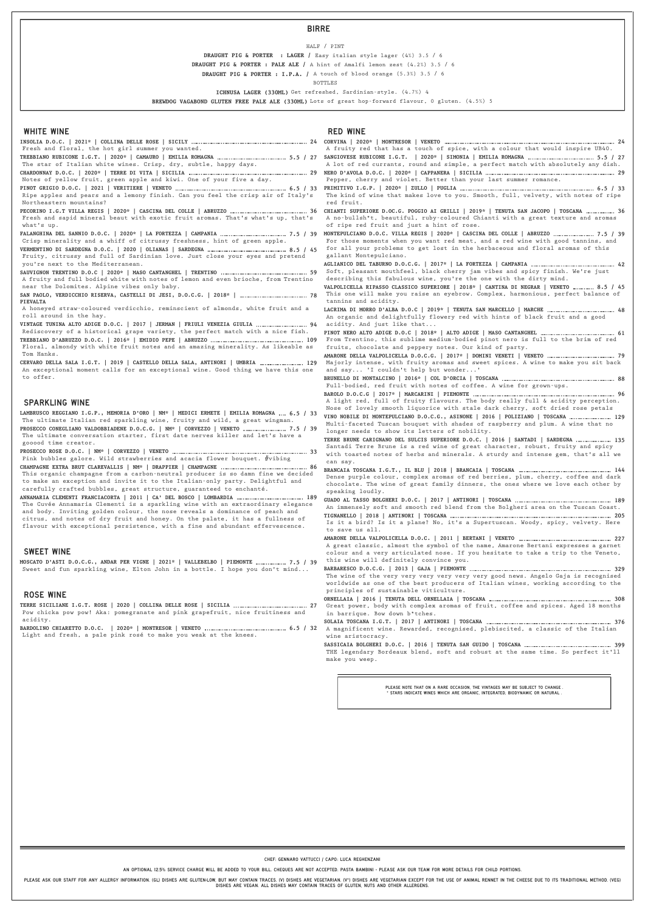# BIRRE

HALF / PINT

**DRAUGHT PIG & PORTER : LAGER /** Easy italian style lager (4%) 3.5 / 6

**DRAUGHT PIG & PORTER : PALE ALE /** A hint of Amalfi lemon zest (4.2%) 3.5 / 6

**DRAUGHT PIG & PORTER : I.P.A. /** A touch of blood orange (5.3%) 3.5 / 6

BOTTLES

**ICHNUSA LAGER (330ML)** Get refreshed, Sardinian-style. (4.7%) 4

**BREWDOG VAGABOND GLUTEN FREE PALE ALE (330ML)** Lots of great hop-forward flavour, 0 gluten. (4.5%) 5

## WHITE WINE

**INSOLIA D.O.C. | 2021* | COLLINA DELLE ROSE | SICILY** ........ 24
Fresh and floral, the hot girl summer you wanted.

**TREBBIANO RUBICONE I.G.T. | 2020* | CAMAURO | EMILIA ROMAGNA** ........ 5.5 / 27
The star of Italian white wines. Crisp, dry, subtle, happy days.

**CHARDONNAY D.O.C. | 2020* | TERRE DI VITA | SICILIA** ........ 29
Notes of yellow fruit, green apple and kiwi. One of your five a day.

**PINOT GRIGIO D.O.C. | 2021 | VERITIERE | VENETO** ........ 6.5 / 33
Ripe apples and pears and a lemony finish. Can you feel the crisp air of Italy's Northeastern mountains?

**PECORINO I.G.T VILLA REGIS | 2020* | CASCINA DEL COLLE | ABRUZZO** ........ 36
Fresh and sapid mineral beaut with exotic fruit aromas. That's what's up, that's what's up.

**FALANGHINA DEL SANNIO D.O.C. | 2020* | LA FORTEZZA | CAMPANIA** ........ 7.5 / 39
Crisp minerality and a whiff of citrussy freshness, hint of green apple.

**VERMENTINO DI SARDEGNA D.O.C. | 2020 | OLIANAS | SARDEGNA** ........ 8.5 / 45
Fruity, citrussy and full of Sardinian love. Just close your eyes and pretend you're next to the Mediterranean.

**SAUVIGNON TRENTINO D.O.C | 2020* | MASO CANTANGHEL | TRENTINO** ........ 59
A fruity and full bodied white with notes of lemon and even brioche, from Trentino near the Dolomites. Alpine vibes only baby.

**SAN PAOLO, VERDICCHIO RISERVA, CASTELLI DI JESI, D.O.C.G. | 2018* | PIEVALTA** ........ 78
A honeyed straw-coloured verdicchio, reminscient of almonds, white fruit and a roll around in the hay.

**VINTAGE TUNINA ALTO ADIGE D.O.C. | 2017 | JERMAN | FRIULI VENEZIA GIULIA** ........ 94
Rediscovery of a historical grape variety, the perfect match with a nice fish.

**TREBBIANO D'ABRUZZO D.O.C. | 2016* | EMIDIO PEPE | ABRUZZO** ........ 109
Floral, almondy with white fruit notes and an amazing minerality. As likeable as Tom Hanks.

**CERVARO DELLA SALA I.G.T. | 2019 | CASTELLO DELLA SALA, ANTINORI | UMBRIA** ........ 129
An exceptional moment calls for an exceptional wine. Good thing we have this one to offer.

## SPARKLING WINE

**LAMBRUSCO REGGIANO I.G.P., MEMORIA D'ORO | NM* | MEDICI ERMETE | EMILIA ROMAGNA** ........ 6.5 / 33
The ultimate Italian red sparkling wine, fruity and wild, a great wingman.

**PROSECCO CONEGLIANO VALDOBBIADENE D.O.C.G. | NM* | CORVEZZO | VENETO** ........ 7.5 / 39
The ultimate conversation starter, first date nerves killer and let's have a gooood time creator.

**PROSECCO ROSE D.O.C. | NM* | CORVEZZO | VENETO** ........ 33
Pink bubbles galore. Wild strawberries and acacia flower bouquet. #vibing

**CHAMPAGNE EXTRA BRUT CLAREVALLIS | NM* | DRAPPIER | CHAMPAGNE** ........ 86
This organic champagne from a carbon-neutral producer is so damn fine we decided to make an exception and invite it to the Italian-only party. Delightful and carefully crafted bubbles, great structure, guaranteed to enchanté.

**ANNAMARIA CLEMENTI FRANCIACORTA | 2011 | CA' DEL BOSCO | LOMBARDIA** ........ 189
The Cuvée Annamaria Clementi is a sparkling wine with an extraordinary elegance and body. Inviting golden colour, the nose reveals a dominance of peach and citrus, and notes of dry fruit and honey. On the palate, it has a fullness of flavour with exceptional persistence, with a fine and abundant effervescence.

## SWEET WINE

**MOSCATO D'ASTI D.O.C.G., ANDAR PER VIGNE | 2021* | VALLEBELBO | PIEMONTE** ........ 7.5 / 39
Sweet and fun sparkling wine, Elton John in a bottle. I hope you don't mind...

## ROSE WINE

**TERRE SICILIANE I.G.T. ROSE | 2020 | COLLINA DELLE ROSE | SICILIA** ........ 27
Pow chicka pow pow! Aka: pomegranate and pink grapefruit, nice fruitiness and acidity.

**BARDOLINO CHIARETTO D.O.C. | 2020* | MONTRESOR | VENETO** ........ 6.5 / 32
Light and fresh, a pale pink rosé to make you weak at the knees.

## RED WINE

**CORVINA | 2020* | MONTRESOR | VENETO** ........ 24
A fruity red that has a touch of spice, with a colour that would inspire UB40.

**SANGIOVESE RUBICONE I.G.T. | 2020* | SIMONIA | EMILIA ROMAGNA** ........ 5.5 / 27
A lot of red currants, round and simple, a perfect match with absolutely any dish.

**NERO D'AVOLA D.O.C. | 2020* | CAPPANERA | SICILIA** ........ 29
Pepper, cherry and violet. Better than your last summer romance.

**PRIMITIVO I.G.P. | 2020* | ZULLO | PUGLIA** ........ 6.5 / 33
The kind of wine that makes love to you. Smooth, full, velvety, with notes of ripe red fruit.

**CHIANTI SUPERIORE D.O.C.G. POGGIO AI GRILLI | 2019* | TENUTA SAN JACOPO | TOSCANA** ........ 36
A no-bullsh*t, beautiful, ruby-coloured Chianti with a great texture and aromas of ripe red fruit and just a hint of rose.

**MONTEPULCIANO D.O.C. VILLA REGIS | 2020* | CASCINA DEL COLLE | ABRUZZO** ........ 7.5 / 39
For those moments when you want red meat, and a red wine with good tannins, and for all your problems to get lost in the herbaceous and floral aromas of this gallant Montepulciano.

**AGLIANICO DEL TABURNO D.O.C.G. | 2017* | LA FORTEZZA | CAMPANIA** ........ 42
Soft, pleasant mouthfeel, black cherry jam vibes and spicy finish. We're just describing this fabulous wine, you're the one with the dirty mind.

**VALPOLICELLA RIPASSO CLASSICO SUPERIORE | 2018* | CANTINA DI NEGRAR | VENETO** ........ 8.5 / 45
This one will make you raise an eyebrow. Complex, harmonious, perfect balance of tannins and acidity.

**LACRIMA DI MORRO D'ALBA D.O.C | 2019* | TENUTA SAN MARCELLO | MARCHE** ........ 48
An organic and delightfully flowery red with hints of black fruit and a good acidity. And just like that...

**PINOT NERO ALTO ADIGE D.O.C | 2018* | ALTO ADIGE | MASO CANTANGHEL** ........ 61
From Trentino, this sublime medium-bodied pinot nero is full to the brim of red fruits, chocolate and peppery notes. Our kind of party.

**AMARONE DELLA VALPOLICELLA D.O.C.G. | 2017* | DOMINI VENETI | VENETO** ........ 79
Majorly intense, with fruity aromas and sweet spices. A wine to make you sit back and say... 'I couldn't help but wonder...'

**BRUNELLO DI MONTALCINO | 2016* | COL D'ORCIA | TOSCANA** ........ 88
Full-bodied, red fruit with notes of coffee. A wine for grown-ups.

**BAROLO D.O.C.G | 2017* | MARCARINI | PIEMONTE** ........ 96
A light red, full of fruity flavours. The body really full & acidity perception. Nose of lovely smooth liquorice with stale dark cherry, soft dried rose petals

**VINO NOBILE DI MONTEPULCIANO D.O.C.G., ASINONE | 2016 | POLIZIANO | TOSCANA** ........ 129
Multi-faceted Tuscan bouquet with shades of raspberry and plum. A wine that no longer needs to show its letters of nobility.

**TERRE BRUNE CARIGNANO DEL SULCIS SUPERIORE D.O.C. | 2016 | SANTADI | SARDEGNA** ........ 135
Santadi Terre Brune is a red wine of great character, robust, fruity and spicy with toasted notes of herbs and minerals. A sturdy and intense gem, that's all we can say.

**BRANCAIA TOSCANA I.G.T., IL BLU | 2018 | BRANCAIA | TOSCANA** ........ 144
Dense purple colour, complex aromas of red berries, plum, cherry, coffee and dark chocolate. The wine of great family dinners, the ones where we love each other by speaking loudly.

**GUADO AL TASSO BOLGHERI D.O.C. | 2017 | ANTINORI | TOSCANA** ........ 189
An immensely soft and smooth red blend from the Bolgheri area on the Tuscan Coast.

**TIGNANELLO | 2018 | ANTINORI | TOSCANA** ........ 205
Is it a bird? Is it a plane? No, it's a Supertuscan. Woody, spicy, velvety. Here to save us all.

**AMARONE DELLA VALPOLICELLA D.O.C. | 2011 | BERTANI | VENETO** ........ 227
A great classic, almost the symbol of the name, Amarone Bertani expresses a garnet colour and a very articulated nose. If you hesitate to take a trip to the Veneto, this wine will definitely convince you.

**BARBARESCO D.O.C.G. | 2013 | GAJA | PIEMONTE** ........ 329
The wine of the very very very very very very good news. Angelo Gaja is recognised worldwide as one of the best producers of Italian wines, working according to the principles of sustainable viticulture.

**ORNELLAIA | 2016 | TENUTA DELL ORNELLAIA | TOSCANA** ........ 308
Great power, body with complex aromas of fruit, coffee and spices. Aged 18 months in barrique. Bow down b*tches.

**SOLAIA TOSCANA I.G.T. | 2017 | ANTINORI | TOSCANA** ........ 376
A magnificent wine. Rewarded, recognised, plebiscited, a classic of the Italian wine aristocracy.

**SASSICAIA BOLGHERI D.O.C. | 2016 | TENUTA SAN GUIDO | TOSCANA** ........ 399
THE legendary Bordeaux blend, soft and robust at the same time. So perfect it'll make you weep.

PLEASE NOTE THAT ON A RARE OCCASION, THE VINTAGES MAY BE SUBJECT TO CHANGE .
* STARS INDICATE WINES WHICH ARE ORGANIC, INTEGRATED, BIODYNAMIC OR NATURAL .

CHEF: GENNARO VATTUCCI / CAPO: LUCA REGHENZANI

AN OPTIONAL 12.5% SERVICE CHARGE WILL BE ADDED TO YOUR BILL. CHEQUES ARE NOT ACCEPTED. PASTA BAMBINI - PLEASE ASK OUR TEAM FOR MORE DETAILS FOR CHILD PORTIONS.

PLEASE ASK OUR STAFF FOR ANY ALLERGY INFORMATION. (GL) DISHES ARE GLUTEN-LOW, BUT MAY CONTAIN TRACES. (V) DISHES ARE VEGETARIAN. (V*) DISHES ARE VEGETARIAN EXCEPT FOR THE USE OF ANIMAL RENNET IN THE CHEESE DUE TO ITS TRADITIONAL METHOD. (VEG) DISHES ARE VEGAN. ALL DISHES MAY CONTAIN TRACES OF GLUTEN, NUTS AND OTHER ALLERGENS.